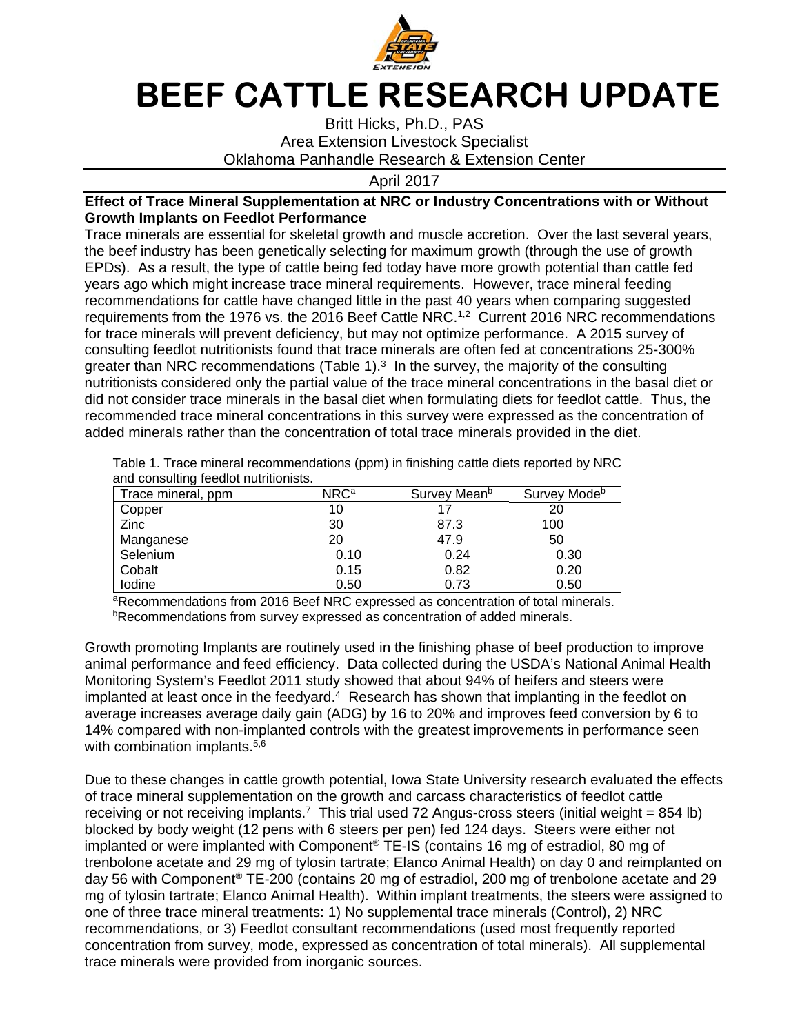# BEEF CATTLE RESEARCH UPDATE

Britt Hicks, Ph.D., PAS
Area Extension Livestock Specialist
Oklahoma Panhandle Research & Extension Center

April 2017

**Effect of Trace Mineral Supplementation at NRC or Industry Concentrations with or Without Growth Implants on Feedlot Performance**

Trace minerals are essential for skeletal growth and muscle accretion. Over the last several years, the beef industry has been genetically selecting for maximum growth (through the use of growth EPDs). As a result, the type of cattle being fed today have more growth potential than cattle fed years ago which might increase trace mineral requirements. However, trace mineral feeding recommendations for cattle have changed little in the past 40 years when comparing suggested requirements from the 1976 vs. the 2016 Beef Cattle NRC.[1,2] Current 2016 NRC recommendations for trace minerals will prevent deficiency, but may not optimize performance. A 2015 survey of consulting feedlot nutritionists found that trace minerals are often fed at concentrations 25-300% greater than NRC recommendations (Table 1).[3] In the survey, the majority of the consulting nutritionists considered only the partial value of the trace mineral concentrations in the basal diet or did not consider trace minerals in the basal diet when formulating diets for feedlot cattle. Thus, the recommended trace mineral concentrations in this survey were expressed as the concentration of added minerals rather than the concentration of total trace minerals provided in the diet.

Table 1. Trace mineral recommendations (ppm) in finishing cattle diets reported by NRC and consulting feedlot nutritionists.

| Trace mineral, ppm | NRC[a] | Survey Mean[b] | Survey Mode[b] |
|---|---|---|---|
| Copper | 10 | 17 | 20 |
| Zinc | 30 | 87.3 | 100 |
| Manganese | 20 | 47.9 | 50 |
| Selenium | 0.10 | 0.24 | 0.30 |
| Cobalt | 0.15 | 0.82 | 0.20 |
| Iodine | 0.50 | 0.73 | 0.50 |

[a]Recommendations from 2016 Beef NRC expressed as concentration of total minerals.
[b]Recommendations from survey expressed as concentration of added minerals.

Growth promoting Implants are routinely used in the finishing phase of beef production to improve animal performance and feed efficiency. Data collected during the USDA's National Animal Health Monitoring System's Feedlot 2011 study showed that about 94% of heifers and steers were implanted at least once in the feedyard.[4] Research has shown that implanting in the feedlot on average increases average daily gain (ADG) by 16 to 20% and improves feed conversion by 6 to 14% compared with non-implanted controls with the greatest improvements in performance seen with combination implants.[5,6]

Due to these changes in cattle growth potential, Iowa State University research evaluated the effects of trace mineral supplementation on the growth and carcass characteristics of feedlot cattle receiving or not receiving implants.[7] This trial used 72 Angus-cross steers (initial weight = 854 lb) blocked by body weight (12 pens with 6 steers per pen) fed 124 days. Steers were either not implanted or were implanted with Component® TE-IS (contains 16 mg of estradiol, 80 mg of trenbolone acetate and 29 mg of tylosin tartrate; Elanco Animal Health) on day 0 and reimplanted on day 56 with Component® TE-200 (contains 20 mg of estradiol, 200 mg of trenbolone acetate and 29 mg of tylosin tartrate; Elanco Animal Health). Within implant treatments, the steers were assigned to one of three trace mineral treatments: 1) No supplemental trace minerals (Control), 2) NRC recommendations, or 3) Feedlot consultant recommendations (used most frequently reported concentration from survey, mode, expressed as concentration of total minerals). All supplemental trace minerals were provided from inorganic sources.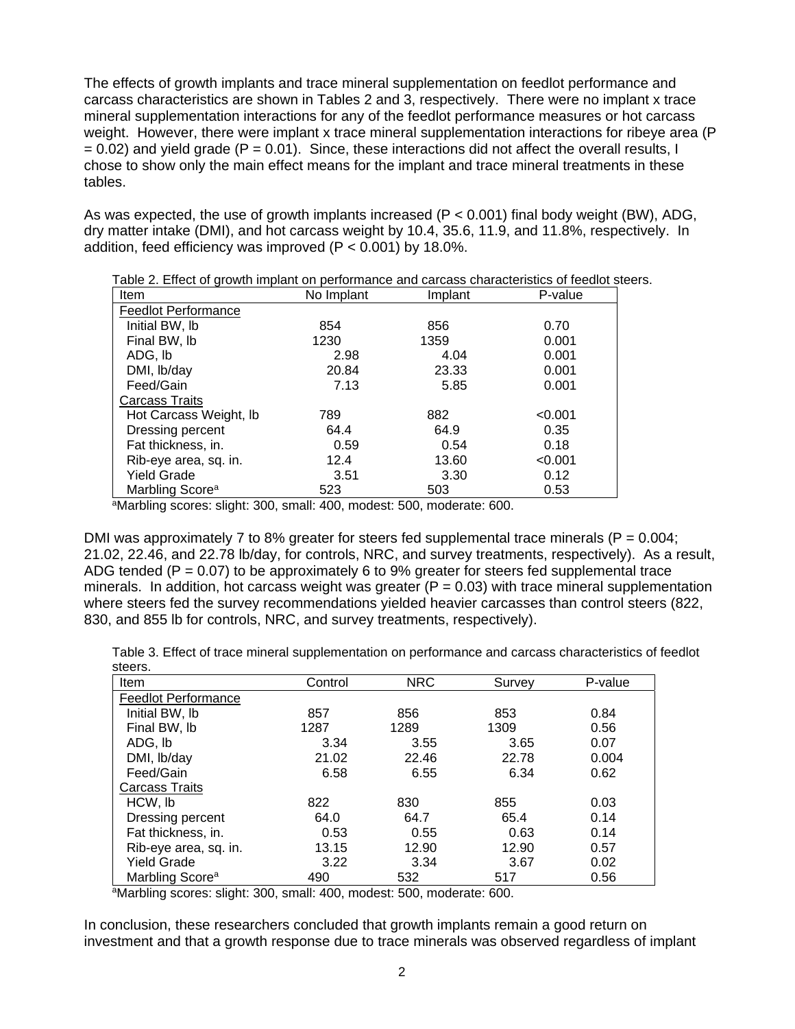The effects of growth implants and trace mineral supplementation on feedlot performance and carcass characteristics are shown in Tables 2 and 3, respectively. There were no implant x trace mineral supplementation interactions for any of the feedlot performance measures or hot carcass weight. However, there were implant x trace mineral supplementation interactions for ribeye area ($P = 0.02$) and yield grade ($P = 0.01$). Since, these interactions did not affect the overall results, I chose to show only the main effect means for the implant and trace mineral treatments in these tables.

As was expected, the use of growth implants increased ($P < 0.001$) final body weight (BW), ADG, dry matter intake (DMI), and hot carcass weight by 10.4, 35.6, 11.9, and 11.8%, respectively. In addition, feed efficiency was improved ($P < 0.001$) by 18.0%.

Table 2. Effect of growth implant on performance and carcass characteristics of feedlot steers.

| Item | No Implant | Implant | P-value |
|---|---|---|---|
| Feedlot Performance | | | |
| Initial BW, lb | 854 | 856 | 0.70 |
| Final BW, lb | 1230 | 1359 | 0.001 |
| ADG, lb | 2.98 | 4.04 | 0.001 |
| DMI, lb/day | 20.84 | 23.33 | 0.001 |
| Feed/Gain | 7.13 | 5.85 | 0.001 |
| Carcass Traits | | | |
| Hot Carcass Weight, lb | 789 | 882 | <0.001 |
| Dressing percent | 64.4 | 64.9 | 0.35 |
| Fat thickness, in. | 0.59 | 0.54 | 0.18 |
| Rib-eye area, sq. in. | 12.4 | 13.60 | <0.001 |
| Yield Grade | 3.51 | 3.30 | 0.12 |
| Marbling Score[a] | 523 | 503 | 0.53 |

[a]Marbling scores: slight: 300, small: 400, modest: 500, moderate: 600.

DMI was approximately 7 to 8% greater for steers fed supplemental trace minerals ($P = 0.004$; 21.02, 22.46, and 22.78 lb/day, for controls, NRC, and survey treatments, respectively). As a result, ADG tended ($P = 0.07$) to be approximately 6 to 9% greater for steers fed supplemental trace minerals. In addition, hot carcass weight was greater ($P = 0.03$) with trace mineral supplementation where steers fed the survey recommendations yielded heavier carcasses than control steers (822, 830, and 855 lb for controls, NRC, and survey treatments, respectively).

Table 3. Effect of trace mineral supplementation on performance and carcass characteristics of feedlot steers.

| Item | Control | NRC | Survey | P-value |
|---|---|---|---|---|
| Feedlot Performance | | | | |
| Initial BW, lb | 857 | 856 | 853 | 0.84 |
| Final BW, lb | 1287 | 1289 | 1309 | 0.56 |
| ADG, lb | 3.34 | 3.55 | 3.65 | 0.07 |
| DMI, lb/day | 21.02 | 22.46 | 22.78 | 0.004 |
| Feed/Gain | 6.58 | 6.55 | 6.34 | 0.62 |
| Carcass Traits | | | | |
| HCW, lb | 822 | 830 | 855 | 0.03 |
| Dressing percent | 64.0 | 64.7 | 65.4 | 0.14 |
| Fat thickness, in. | 0.53 | 0.55 | 0.63 | 0.14 |
| Rib-eye area, sq. in. | 13.15 | 12.90 | 12.90 | 0.57 |
| Yield Grade | 3.22 | 3.34 | 3.67 | 0.02 |
| Marbling Score[a] | 490 | 532 | 517 | 0.56 |

[a]Marbling scores: slight: 300, small: 400, modest: 500, moderate: 600.

In conclusion, these researchers concluded that growth implants remain a good return on investment and that a growth response due to trace minerals was observed regardless of implant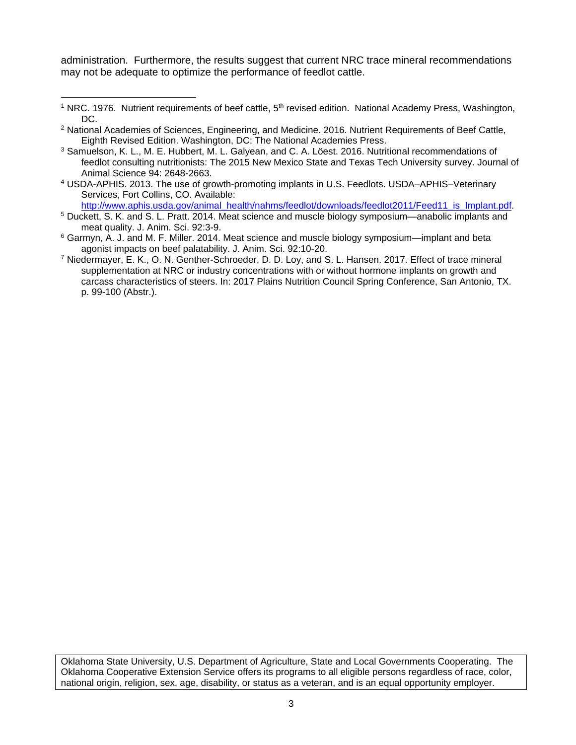administration. Furthermore, the results suggest that current NRC trace mineral recommendations may not be adequate to optimize the performance of feedlot cattle.

---

[1] NRC. 1976. Nutrient requirements of beef cattle, 5th revised edition. National Academy Press, Washington, DC.

[2] National Academies of Sciences, Engineering, and Medicine. 2016. Nutrient Requirements of Beef Cattle, Eighth Revised Edition. Washington, DC: The National Academies Press.

[3] Samuelson, K. L., M. E. Hubbert, M. L. Galyean, and C. A. Löest. 2016. Nutritional recommendations of feedlot consulting nutritionists: The 2015 New Mexico State and Texas Tech University survey. Journal of Animal Science 94: 2648-2663.

[4] USDA-APHIS. 2013. The use of growth-promoting implants in U.S. Feedlots. USDA–APHIS–Veterinary Services, Fort Collins, CO. Available: http://www.aphis.usda.gov/animal_health/nahms/feedlot/downloads/feedlot2011/Feed11_is_Implant.pdf.

[5] Duckett, S. K. and S. L. Pratt. 2014. Meat science and muscle biology symposium—anabolic implants and meat quality. J. Anim. Sci. 92:3-9.

[6] Garmyn, A. J. and M. F. Miller. 2014. Meat science and muscle biology symposium—implant and beta agonist impacts on beef palatability. J. Anim. Sci. 92:10-20.

[7] Niedermayer, E. K., O. N. Genther-Schroeder, D. D. Loy, and S. L. Hansen. 2017. Effect of trace mineral supplementation at NRC or industry concentrations with or without hormone implants on growth and carcass characteristics of steers. In: 2017 Plains Nutrition Council Spring Conference, San Antonio, TX. p. 99-100 (Abstr.).

Oklahoma State University, U.S. Department of Agriculture, State and Local Governments Cooperating. The Oklahoma Cooperative Extension Service offers its programs to all eligible persons regardless of race, color, national origin, religion, sex, age, disability, or status as a veteran, and is an equal opportunity employer.